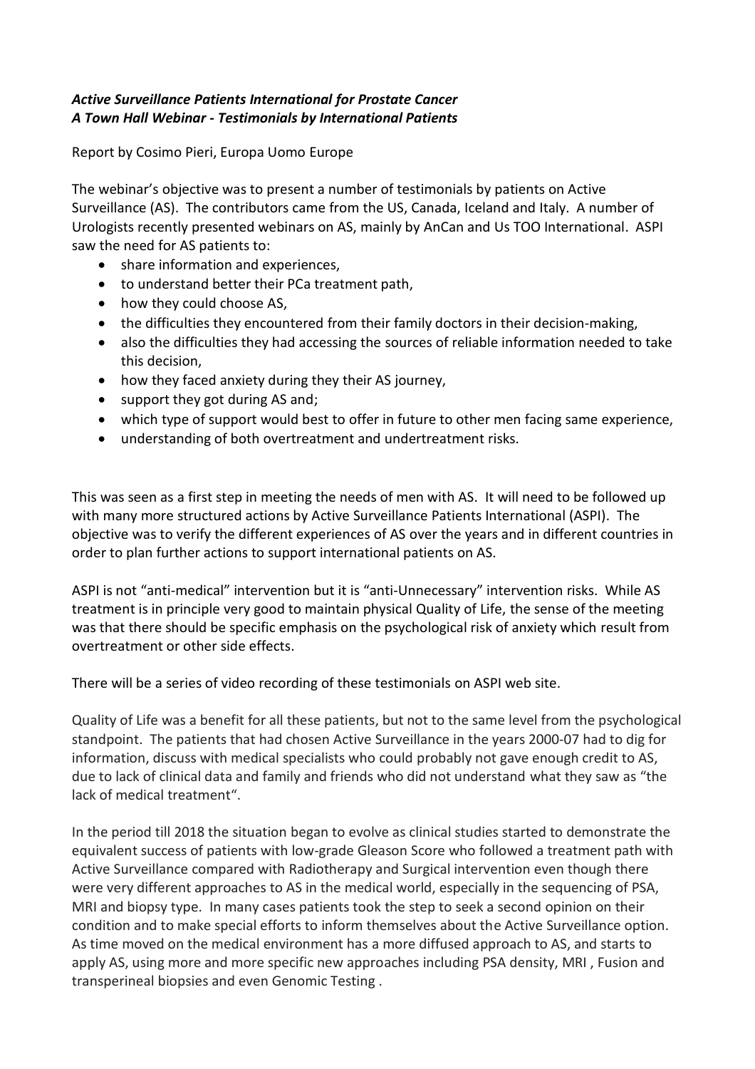***Active Surveillance Patients International for Prostate Cancer***
***A Town Hall Webinar - Testimonials by International Patients***

Report by Cosimo Pieri, Europa Uomo Europe

The webinar's objective was to present a number of testimonials by patients on Active Surveillance (AS). The contributors came from the US, Canada, Iceland and Italy. A number of Urologists recently presented webinars on AS, mainly by AnCan and Us TOO International. ASPI saw the need for AS patients to:

- share information and experiences,
- to understand better their PCa treatment path,
- how they could choose AS,
- the difficulties they encountered from their family doctors in their decision-making,
- also the difficulties they had accessing the sources of reliable information needed to take this decision,
- how they faced anxiety during they their AS journey,
- support they got during AS and;
- which type of support would best to offer in future to other men facing same experience,
- understanding of both overtreatment and undertreatment risks.

This was seen as a first step in meeting the needs of men with AS. It will need to be followed up with many more structured actions by Active Surveillance Patients International (ASPI). The objective was to verify the different experiences of AS over the years and in different countries in order to plan further actions to support international patients on AS.

ASPI is not "anti-medical" intervention but it is "anti-Unnecessary" intervention risks. While AS treatment is in principle very good to maintain physical Quality of Life, the sense of the meeting was that there should be specific emphasis on the psychological risk of anxiety which result from overtreatment or other side effects.

There will be a series of video recording of these testimonials on ASPI web site.

Quality of Life was a benefit for all these patients, but not to the same level from the psychological standpoint. The patients that had chosen Active Surveillance in the years 2000-07 had to dig for information, discuss with medical specialists who could probably not gave enough credit to AS, due to lack of clinical data and family and friends who did not understand what they saw as "the lack of medical treatment".

In the period till 2018 the situation began to evolve as clinical studies started to demonstrate the equivalent success of patients with low-grade Gleason Score who followed a treatment path with Active Surveillance compared with Radiotherapy and Surgical intervention even though there were very different approaches to AS in the medical world, especially in the sequencing of PSA, MRI and biopsy type. In many cases patients took the step to seek a second opinion on their condition and to make special efforts to inform themselves about the Active Surveillance option. As time moved on the medical environment has a more diffused approach to AS, and starts to apply AS, using more and more specific new approaches including PSA density, MRI , Fusion and transperineal biopsies and even Genomic Testing .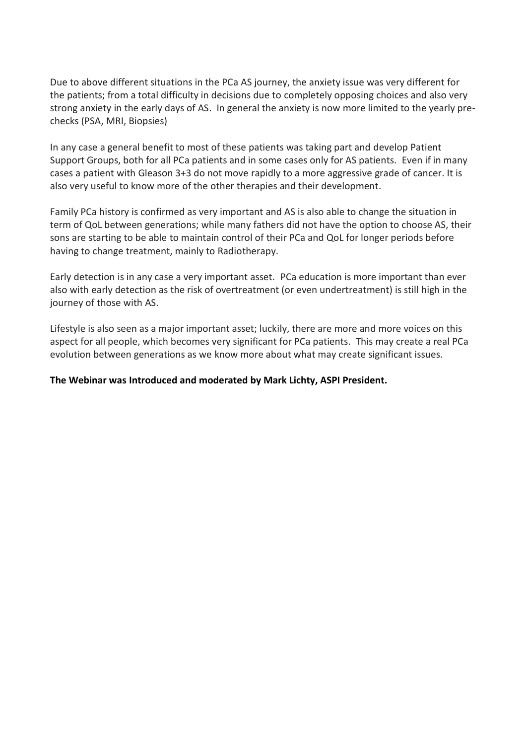Due to above different situations in the PCa AS journey, the anxiety issue was very different for the patients; from a total difficulty in decisions due to completely opposing choices and also very strong anxiety in the early days of AS. In general the anxiety is now more limited to the yearly pre-checks (PSA, MRI, Biopsies)

In any case a general benefit to most of these patients was taking part and develop Patient Support Groups, both for all PCa patients and in some cases only for AS patients. Even if in many cases a patient with Gleason 3+3 do not move rapidly to a more aggressive grade of cancer. It is also very useful to know more of the other therapies and their development.

Family PCa history is confirmed as very important and AS is also able to change the situation in term of QoL between generations; while many fathers did not have the option to choose AS, their sons are starting to be able to maintain control of their PCa and QoL for longer periods before having to change treatment, mainly to Radiotherapy.

Early detection is in any case a very important asset. PCa education is more important than ever also with early detection as the risk of overtreatment (or even undertreatment) is still high in the journey of those with AS.

Lifestyle is also seen as a major important asset; luckily, there are more and more voices on this aspect for all people, which becomes very significant for PCa patients. This may create a real PCa evolution between generations as we know more about what may create significant issues.

**The Webinar was Introduced and moderated by Mark Lichty, ASPI President.**